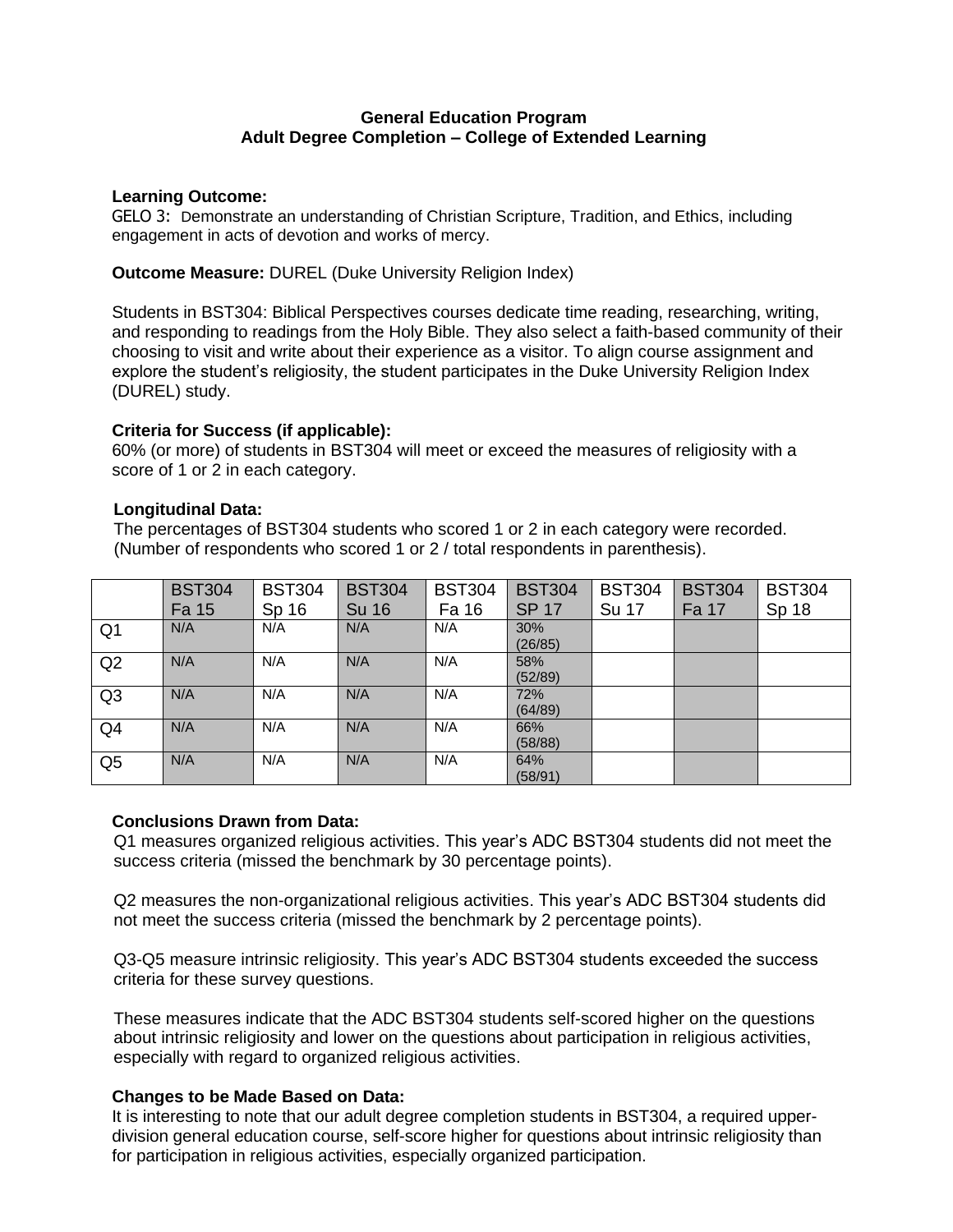**General Education Program**
**Adult Degree Completion – College of Extended Learning**

**Learning Outcome:**
GELO 3: Demonstrate an understanding of Christian Scripture, Tradition, and Ethics, including engagement in acts of devotion and works of mercy.

**Outcome Measure:** DUREL (Duke University Religion Index)

Students in BST304: Biblical Perspectives courses dedicate time reading, researching, writing, and responding to readings from the Holy Bible. They also select a faith-based community of their choosing to visit and write about their experience as a visitor. To align course assignment and explore the student's religiosity, the student participates in the Duke University Religion Index (DUREL) study.

**Criteria for Success (if applicable):**
60% (or more) of students in BST304 will meet or exceed the measures of religiosity with a score of 1 or 2 in each category.

**Longitudinal Data:**
The percentages of BST304 students who scored 1 or 2 in each category were recorded. (Number of respondents who scored 1 or 2 / total respondents in parenthesis).

| | BST304 Fa 15 | BST304 Sp 16 | BST304 Su 16 | BST304 Fa 16 | BST304 SP 17 | BST304 Su 17 | BST304 Fa 17 | BST304 Sp 18 |
|---|---|---|---|---|---|---|---|---|
| Q1 | N/A | N/A | N/A | N/A | 30% (26/85) | | | |
| Q2 | N/A | N/A | N/A | N/A | 58% (52/89) | | | |
| Q3 | N/A | N/A | N/A | N/A | 72% (64/89) | | | |
| Q4 | N/A | N/A | N/A | N/A | 66% (58/88) | | | |
| Q5 | N/A | N/A | N/A | N/A | 64% (58/91) | | | |

**Conclusions Drawn from Data:**
Q1 measures organized religious activities. This year's ADC BST304 students did not meet the success criteria (missed the benchmark by 30 percentage points).

Q2 measures the non-organizational religious activities. This year's ADC BST304 students did not meet the success criteria (missed the benchmark by 2 percentage points).

Q3-Q5 measure intrinsic religiosity. This year's ADC BST304 students exceeded the success criteria for these survey questions.

These measures indicate that the ADC BST304 students self-scored higher on the questions about intrinsic religiosity and lower on the questions about participation in religious activities, especially with regard to organized religious activities.

**Changes to be Made Based on Data:**
It is interesting to note that our adult degree completion students in BST304, a required upper-division general education course, self-score higher for questions about intrinsic religiosity than for participation in religious activities, especially organized participation.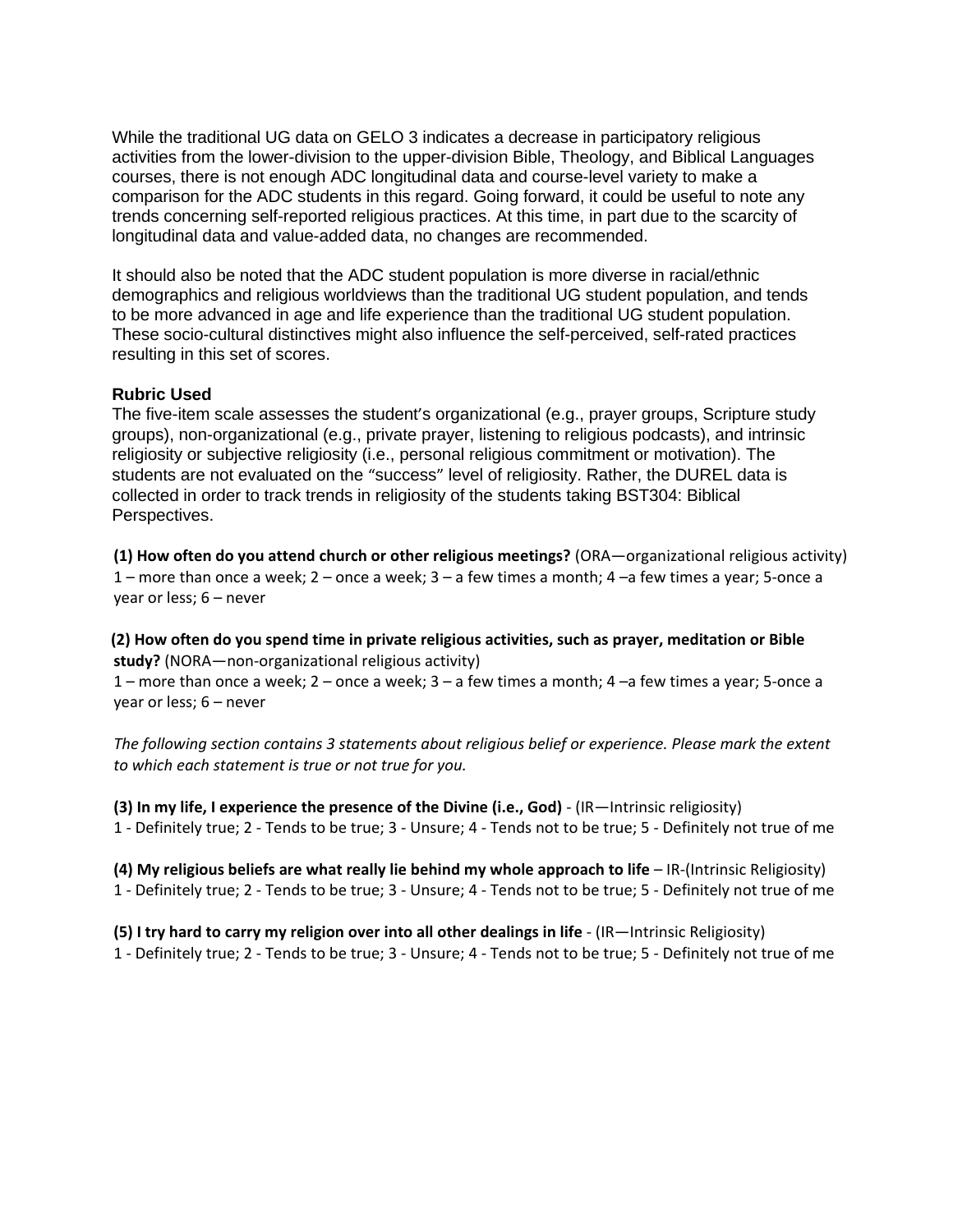While the traditional UG data on GELO 3 indicates a decrease in participatory religious activities from the lower-division to the upper-division Bible, Theology, and Biblical Languages courses, there is not enough ADC longitudinal data and course-level variety to make a comparison for the ADC students in this regard. Going forward, it could be useful to note any trends concerning self-reported religious practices. At this time, in part due to the scarcity of longitudinal data and value-added data, no changes are recommended.

It should also be noted that the ADC student population is more diverse in racial/ethnic demographics and religious worldviews than the traditional UG student population, and tends to be more advanced in age and life experience than the traditional UG student population. These socio-cultural distinctives might also influence the self-perceived, self-rated practices resulting in this set of scores.

### Rubric Used

The five-item scale assesses the student's organizational (e.g., prayer groups, Scripture study groups), non-organizational (e.g., private prayer, listening to religious podcasts), and intrinsic religiosity or subjective religiosity (i.e., personal religious commitment or motivation). The students are not evaluated on the "success" level of religiosity. Rather, the DUREL data is collected in order to track trends in religiosity of the students taking BST304: Biblical Perspectives.

**(1) How often do you attend church or other religious meetings?** (ORA—organizational religious activity)
1 – more than once a week; 2 – once a week; 3 – a few times a month; 4 –a few times a year; 5-once a year or less; 6 – never

**(2) How often do you spend time in private religious activities, such as prayer, meditation or Bible study?** (NORA—non-organizational religious activity)
1 – more than once a week; 2 – once a week; 3 – a few times a month; 4 –a few times a year; 5-once a year or less; 6 – never

*The following section contains 3 statements about religious belief or experience. Please mark the extent to which each statement is true or not true for you.*

**(3) In my life, I experience the presence of the Divine (i.e., God)** - (IR—Intrinsic religiosity)
1 - Definitely true; 2 - Tends to be true; 3 - Unsure; 4 - Tends not to be true; 5 - Definitely not true of me

**(4) My religious beliefs are what really lie behind my whole approach to life** – IR-(Intrinsic Religiosity)
1 - Definitely true; 2 - Tends to be true; 3 - Unsure; 4 - Tends not to be true; 5 - Definitely not true of me

**(5) I try hard to carry my religion over into all other dealings in life** - (IR—Intrinsic Religiosity)
1 - Definitely true; 2 - Tends to be true; 3 - Unsure; 4 - Tends not to be true; 5 - Definitely not true of me